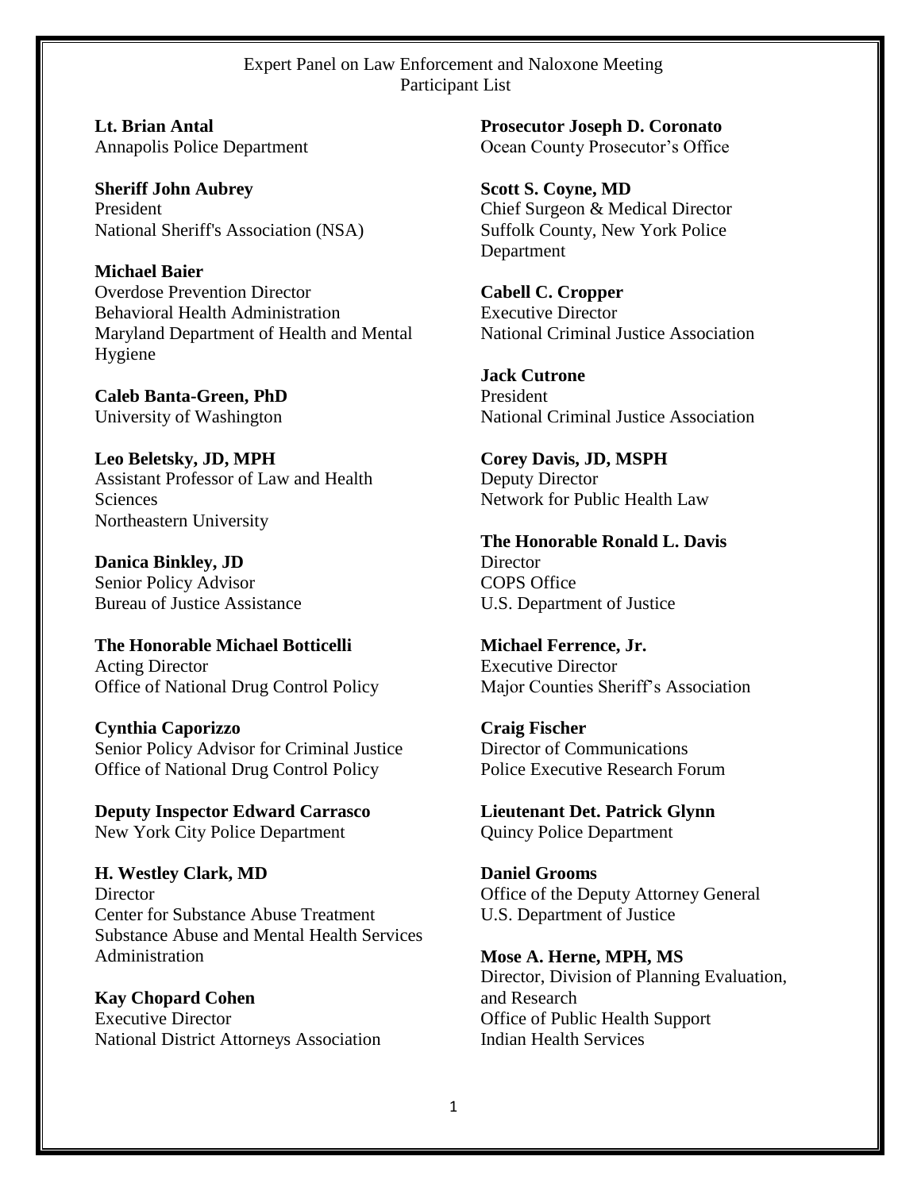Expert Panel on Law Enforcement and Naloxone Meeting
Participant List

**Lt. Brian Antal**
Annapolis Police Department

**Sheriff John Aubrey**
President
National Sheriff's Association (NSA)

**Michael Baier**
Overdose Prevention Director
Behavioral Health Administration
Maryland Department of Health and Mental Hygiene

**Caleb Banta-Green, PhD**
University of Washington

**Leo Beletsky, JD, MPH**
Assistant Professor of Law and Health Sciences
Northeastern University

**Danica Binkley, JD**
Senior Policy Advisor
Bureau of Justice Assistance

**The Honorable Michael Botticelli**
Acting Director
Office of National Drug Control Policy

**Cynthia Caporizzo**
Senior Policy Advisor for Criminal Justice
Office of National Drug Control Policy

**Deputy Inspector Edward Carrasco**
New York City Police Department

**H. Westley Clark, MD**
Director
Center for Substance Abuse Treatment
Substance Abuse and Mental Health Services Administration

**Kay Chopard Cohen**
Executive Director
National District Attorneys Association

**Prosecutor Joseph D. Coronato**
Ocean County Prosecutor's Office

**Scott S. Coyne, MD**
Chief Surgeon & Medical Director
Suffolk County, New York Police Department

**Cabell C. Cropper**
Executive Director
National Criminal Justice Association

**Jack Cutrone**
President
National Criminal Justice Association

**Corey Davis, JD, MSPH**
Deputy Director
Network for Public Health Law

**The Honorable Ronald L. Davis**
Director
COPS Office
U.S. Department of Justice

**Michael Ferrence, Jr.**
Executive Director
Major Counties Sheriff's Association

**Craig Fischer**
Director of Communications
Police Executive Research Forum

**Lieutenant Det. Patrick Glynn**
Quincy Police Department

**Daniel Grooms**
Office of the Deputy Attorney General
U.S. Department of Justice

**Mose A. Herne, MPH, MS**
Director, Division of Planning Evaluation, and Research
Office of Public Health Support
Indian Health Services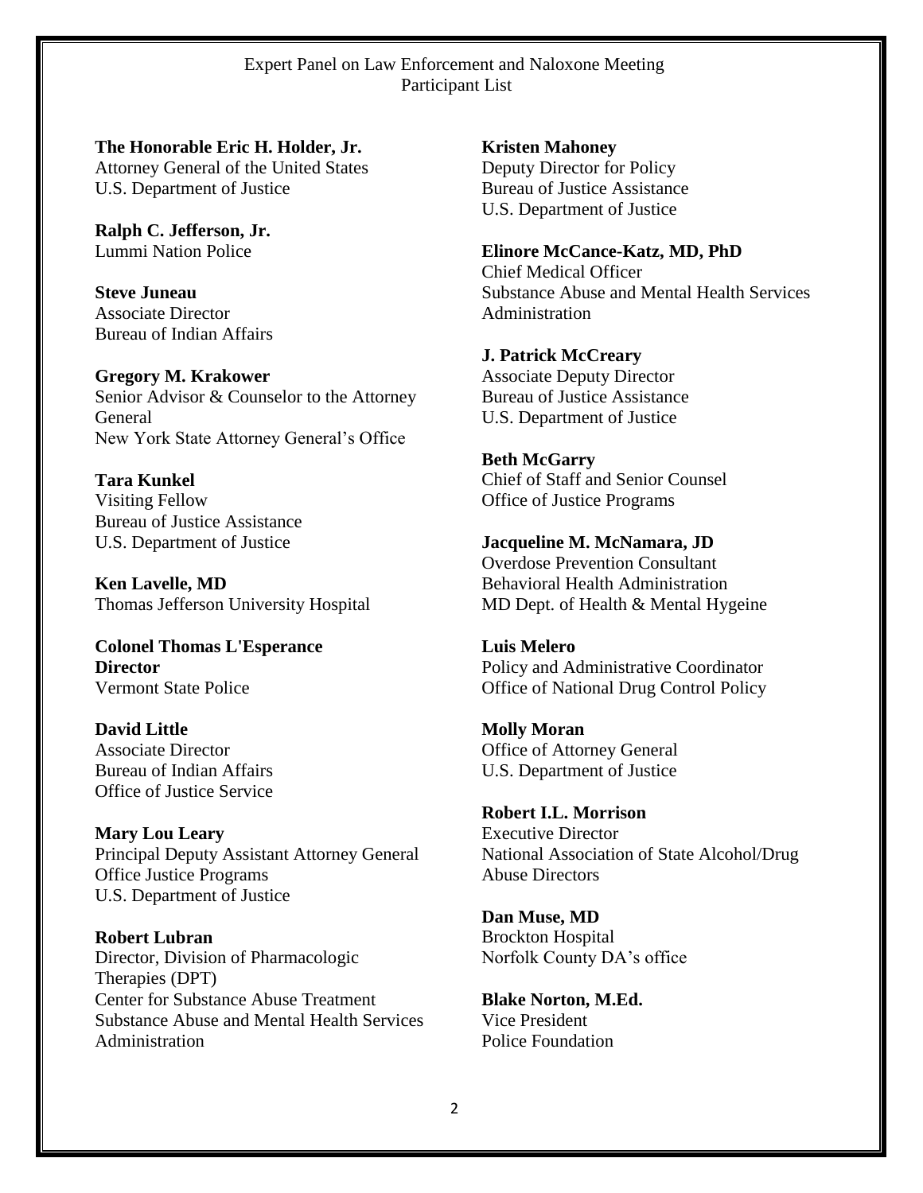Expert Panel on Law Enforcement and Naloxone Meeting
Participant List

**The Honorable Eric H. Holder, Jr.**
Attorney General of the United States
U.S. Department of Justice

**Ralph C. Jefferson, Jr.**
Lummi Nation Police

**Steve Juneau**
Associate Director
Bureau of Indian Affairs

**Gregory M. Krakower**
Senior Advisor & Counselor to the Attorney General
New York State Attorney General's Office

**Tara Kunkel**
Visiting Fellow
Bureau of Justice Assistance
U.S. Department of Justice

**Ken Lavelle, MD**
Thomas Jefferson University Hospital

**Colonel Thomas L'Esperance**
**Director**
Vermont State Police

**David Little**
Associate Director
Bureau of Indian Affairs
Office of Justice Service

**Mary Lou Leary**
Principal Deputy Assistant Attorney General
Office Justice Programs
U.S. Department of Justice

**Robert Lubran**
Director, Division of Pharmacologic Therapies (DPT)
Center for Substance Abuse Treatment
Substance Abuse and Mental Health Services Administration

**Kristen Mahoney**
Deputy Director for Policy
Bureau of Justice Assistance
U.S. Department of Justice

**Elinore McCance-Katz, MD, PhD**
Chief Medical Officer
Substance Abuse and Mental Health Services Administration

**J. Patrick McCreary**
Associate Deputy Director
Bureau of Justice Assistance
U.S. Department of Justice

**Beth McGarry**
Chief of Staff and Senior Counsel
Office of Justice Programs

**Jacqueline M. McNamara, JD**
Overdose Prevention Consultant
Behavioral Health Administration
MD Dept. of Health & Mental Hygeine

**Luis Melero**
Policy and Administrative Coordinator
Office of National Drug Control Policy

**Molly Moran**
Office of Attorney General
U.S. Department of Justice

**Robert I.L. Morrison**
Executive Director
National Association of State Alcohol/Drug Abuse Directors

**Dan Muse, MD**
Brockton Hospital
Norfolk County DA's office

**Blake Norton, M.Ed.**
Vice President
Police Foundation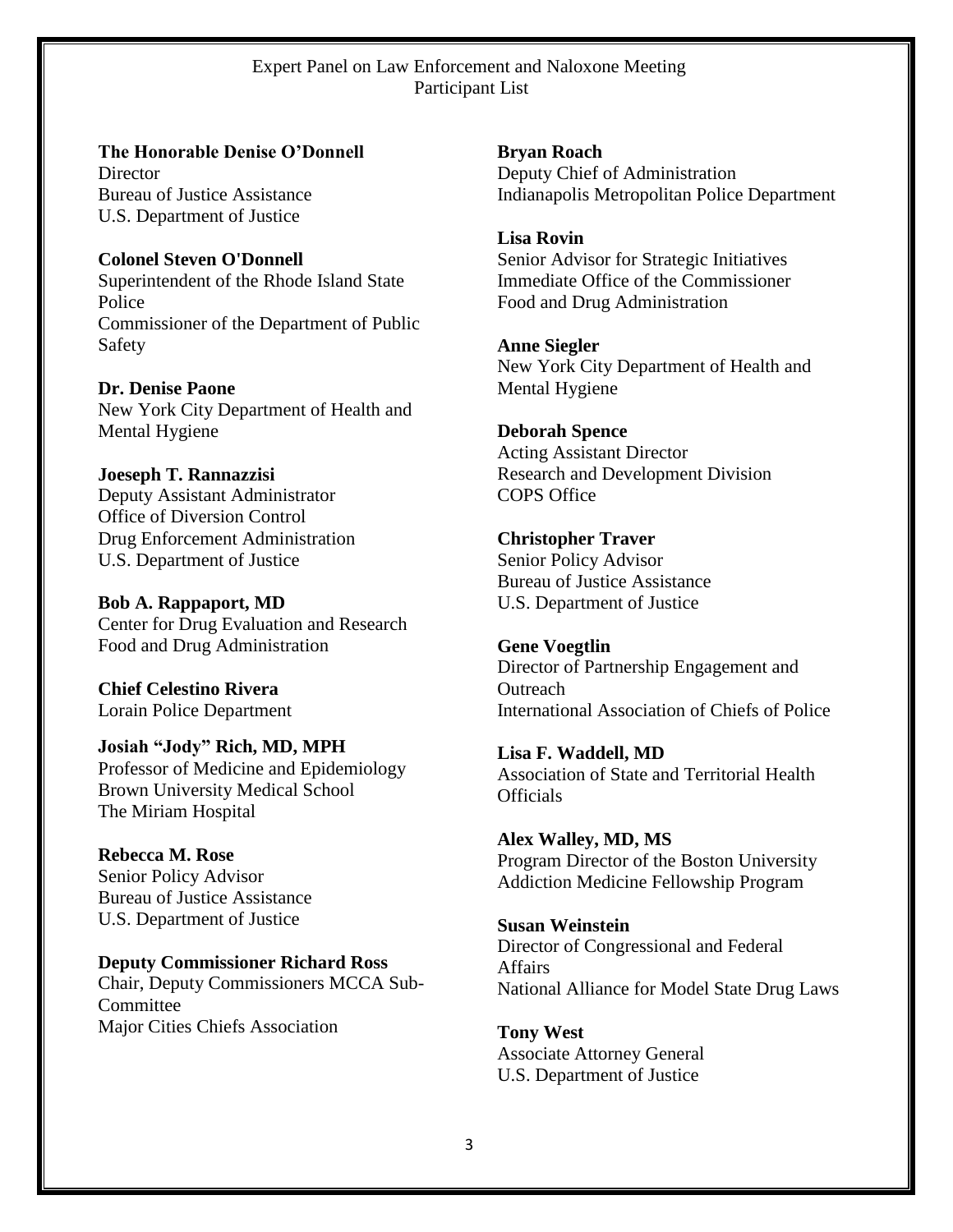Expert Panel on Law Enforcement and Naloxone Meeting
Participant List

**The Honorable Denise O'Donnell**
Director
Bureau of Justice Assistance
U.S. Department of Justice

**Colonel Steven O'Donnell**
Superintendent of the Rhode Island State Police
Commissioner of the Department of Public Safety

**Dr. Denise Paone**
New York City Department of Health and Mental Hygiene

**Joeseph T. Rannazzisi**
Deputy Assistant Administrator
Office of Diversion Control
Drug Enforcement Administration
U.S. Department of Justice

**Bob A. Rappaport, MD**
Center for Drug Evaluation and Research
Food and Drug Administration

**Chief Celestino Rivera**
Lorain Police Department

**Josiah "Jody" Rich, MD, MPH**
Professor of Medicine and Epidemiology
Brown University Medical School
The Miriam Hospital

**Rebecca M. Rose**
Senior Policy Advisor
Bureau of Justice Assistance
U.S. Department of Justice

**Deputy Commissioner Richard Ross**
Chair, Deputy Commissioners MCCA Sub-Committee
Major Cities Chiefs Association

**Bryan Roach**
Deputy Chief of Administration
Indianapolis Metropolitan Police Department

**Lisa Rovin**
Senior Advisor for Strategic Initiatives
Immediate Office of the Commissioner
Food and Drug Administration

**Anne Siegler**
New York City Department of Health and Mental Hygiene

**Deborah Spence**
Acting Assistant Director
Research and Development Division
COPS Office

**Christopher Traver**
Senior Policy Advisor
Bureau of Justice Assistance
U.S. Department of Justice

**Gene Voegtlin**
Director of Partnership Engagement and Outreach
International Association of Chiefs of Police

**Lisa F. Waddell, MD**
Association of State and Territorial Health Officials

**Alex Walley, MD, MS**
Program Director of the Boston University Addiction Medicine Fellowship Program

**Susan Weinstein**
Director of Congressional and Federal Affairs
National Alliance for Model State Drug Laws

**Tony West**
Associate Attorney General
U.S. Department of Justice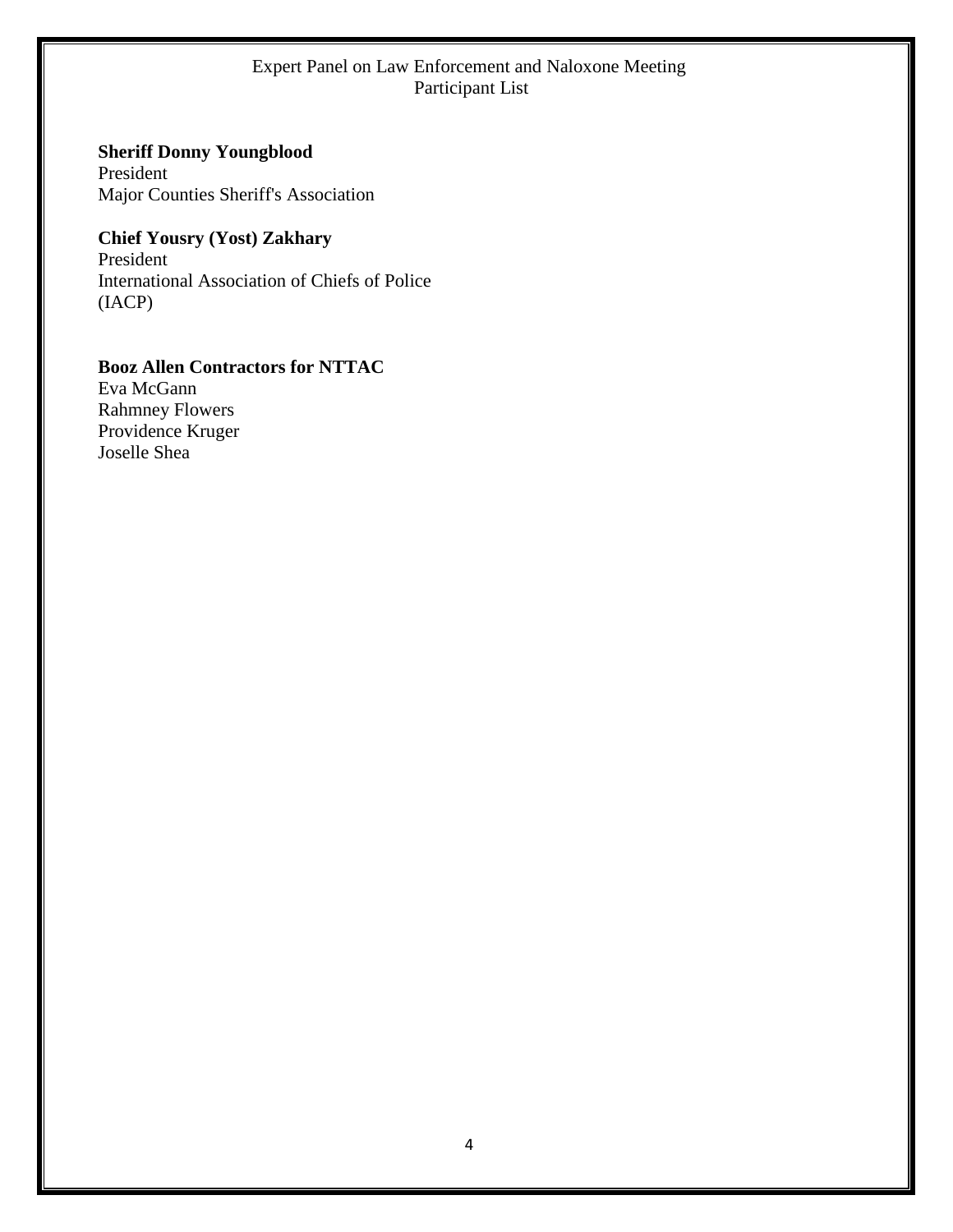**Sheriff Donny Youngblood**
President
Major Counties Sheriff's Association

**Chief Yousry (Yost) Zakhary**
President
International Association of Chiefs of Police (IACP)

**Booz Allen Contractors for NTTAC**
Eva McGann
Rahmney Flowers
Providence Kruger
Joselle Shea